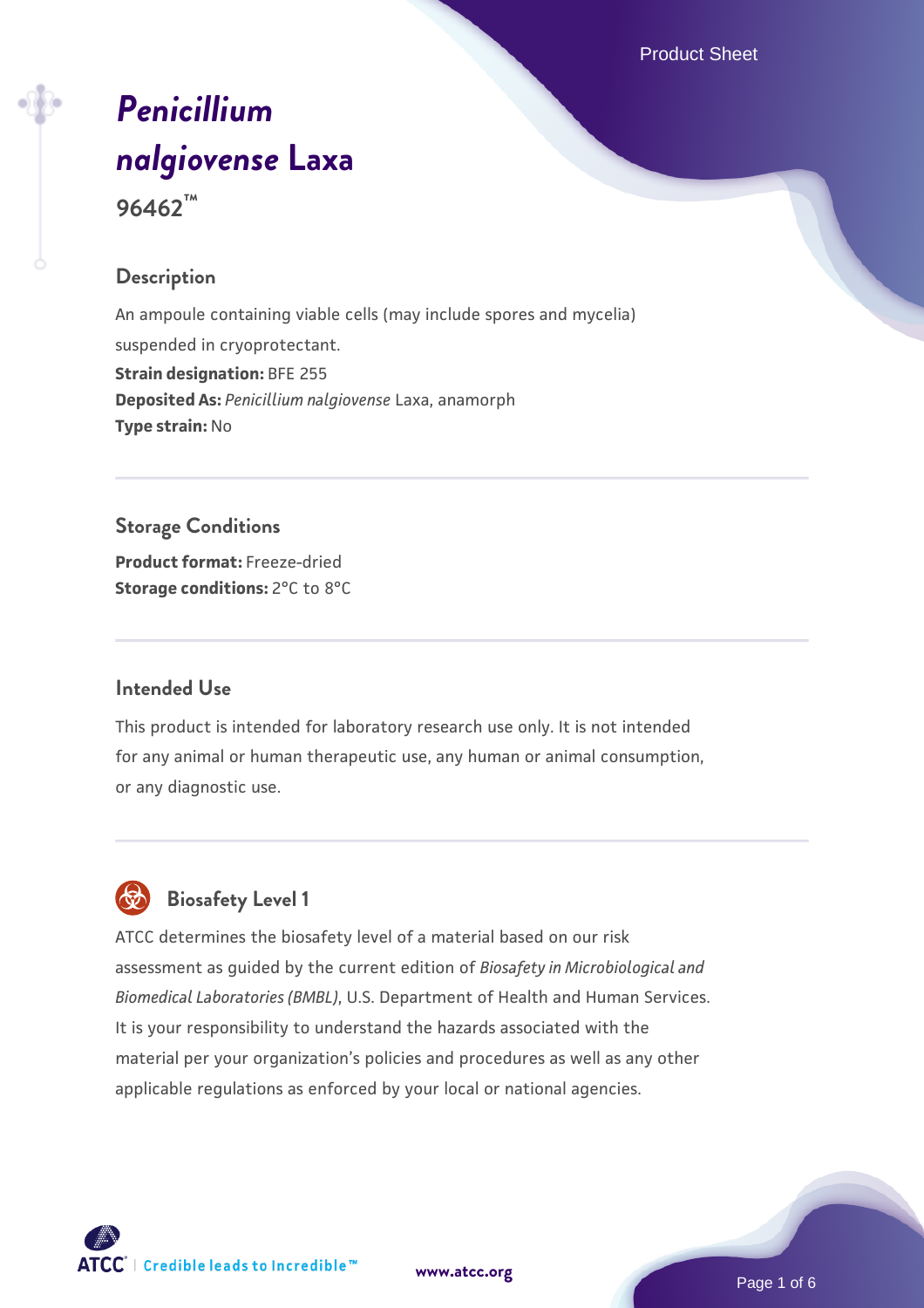# *Penicillium nalgiovense* Laxa

**96462™**

## Description

An ampoule containing viable cells (may include spores and mycelia) suspended in cryoprotectant.

**Strain designation:** BFE 255

**Deposited As:** *Penicillium nalgiovense* Laxa, anamorph

**Type strain:** No

## Storage Conditions

**Product format:** Freeze-dried

**Storage conditions:** 2°C to 8°C

## Intended Use

This product is intended for laboratory research use only. It is not intended for any animal or human therapeutic use, any human or animal consumption, or any diagnostic use.

## Biosafety Level 1

ATCC determines the biosafety level of a material based on our risk assessment as guided by the current edition of *Biosafety in Microbiological and Biomedical Laboratories (BMBL)*, U.S. Department of Health and Human Services. It is your responsibility to understand the hazards associated with the material per your organization's policies and procedures as well as any other applicable regulations as enforced by your local or national agencies.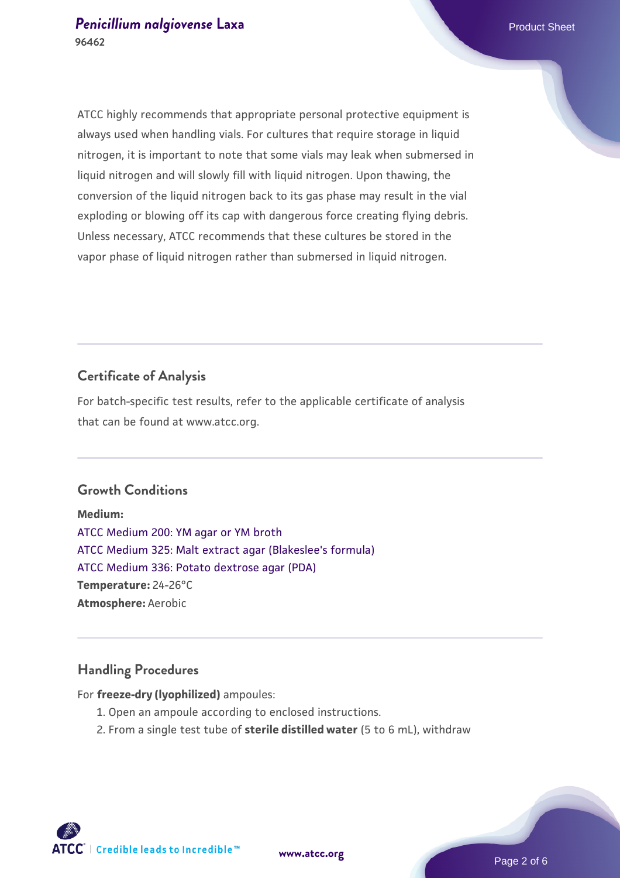ATCC highly recommends that appropriate personal protective equipment is always used when handling vials. For cultures that require storage in liquid nitrogen, it is important to note that some vials may leak when submersed in liquid nitrogen and will slowly fill with liquid nitrogen. Upon thawing, the conversion of the liquid nitrogen back to its gas phase may result in the vial exploding or blowing off its cap with dangerous force creating flying debris. Unless necessary, ATCC recommends that these cultures be stored in the vapor phase of liquid nitrogen rather than submersed in liquid nitrogen.

## Certificate of Analysis

For batch-specific test results, refer to the applicable certificate of analysis that can be found at www.atcc.org.

## Growth Conditions

**Medium:**
ATCC Medium 200: YM agar or YM broth
ATCC Medium 325: Malt extract agar (Blakeslee's formula)
ATCC Medium 336: Potato dextrose agar (PDA)
**Temperature:** 24-26°C
**Atmosphere:** Aerobic

## Handling Procedures

For **freeze-dry (lyophilized)** ampoules:

1. Open an ampoule according to enclosed instructions.
2. From a single test tube of **sterile distilled water** (5 to 6 mL), withdraw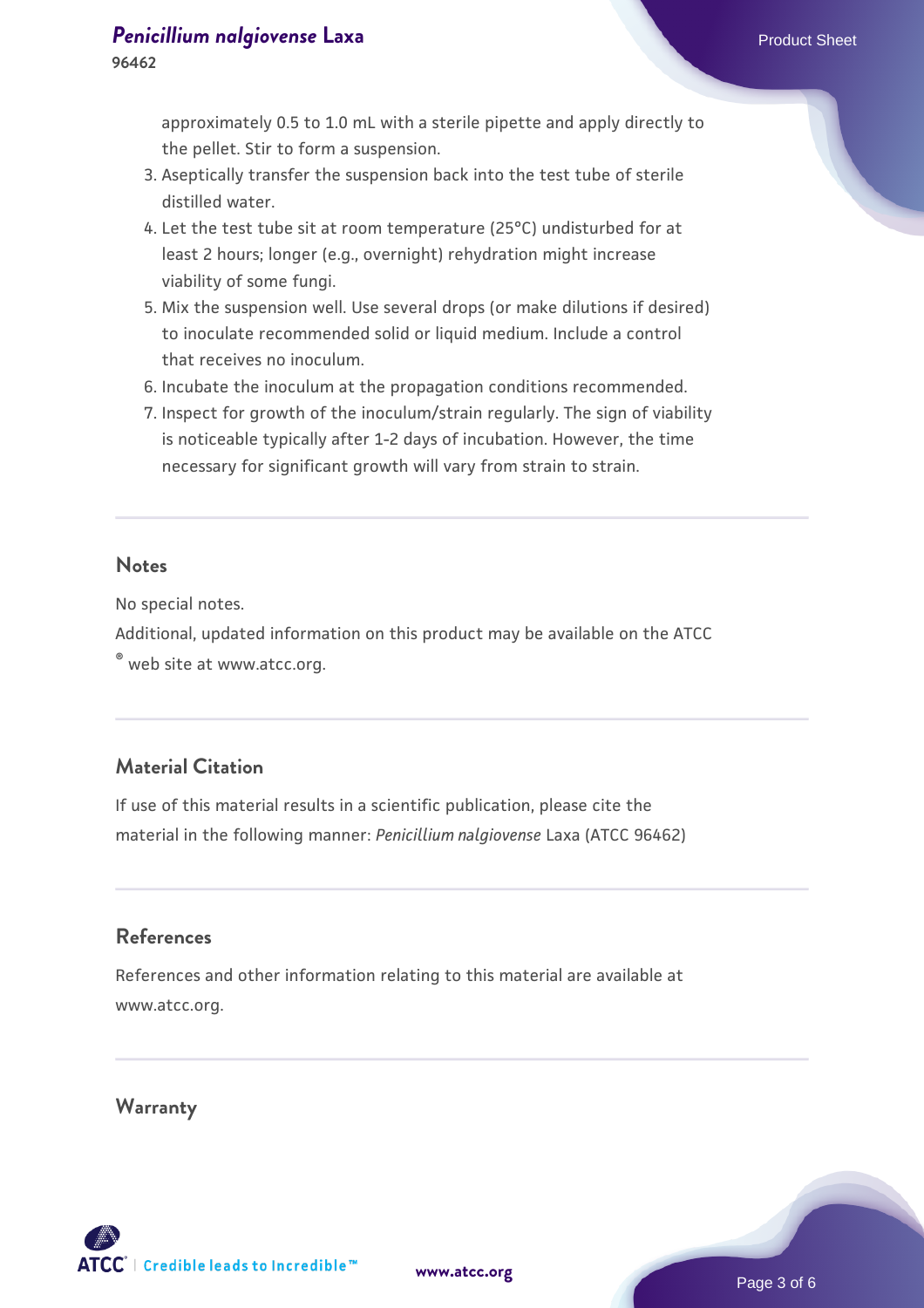approximately 0.5 to 1.0 mL with a sterile pipette and apply directly to the pellet. Stir to form a suspension.

3. Aseptically transfer the suspension back into the test tube of sterile distilled water.
4. Let the test tube sit at room temperature (25°C) undisturbed for at least 2 hours; longer (e.g., overnight) rehydration might increase viability of some fungi.
5. Mix the suspension well. Use several drops (or make dilutions if desired) to inoculate recommended solid or liquid medium. Include a control that receives no inoculum.
6. Incubate the inoculum at the propagation conditions recommended.
7. Inspect for growth of the inoculum/strain regularly. The sign of viability is noticeable typically after 1-2 days of incubation. However, the time necessary for significant growth will vary from strain to strain.

## Notes

No special notes.

Additional, updated information on this product may be available on the ATCC® web site at www.atcc.org.

## Material Citation

If use of this material results in a scientific publication, please cite the material in the following manner: *Penicillium nalgiovense* Laxa (ATCC 96462)

## References

References and other information relating to this material are available at www.atcc.org.

## Warranty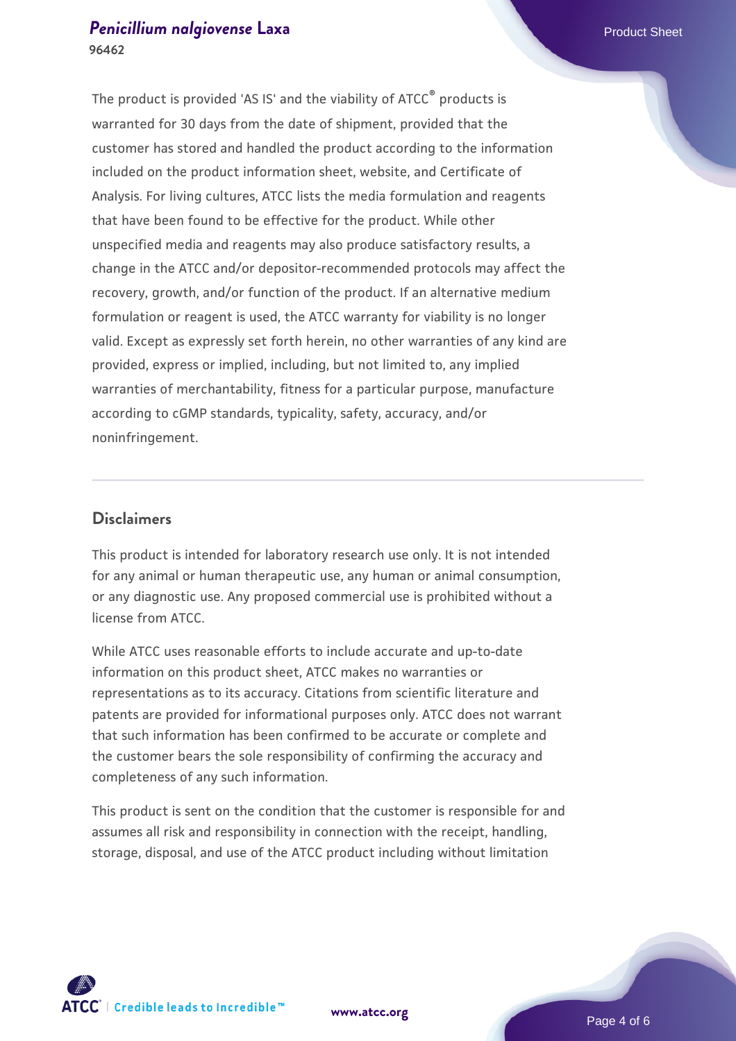The product is provided 'AS IS' and the viability of ATCC® products is warranted for 30 days from the date of shipment, provided that the customer has stored and handled the product according to the information included on the product information sheet, website, and Certificate of Analysis. For living cultures, ATCC lists the media formulation and reagents that have been found to be effective for the product. While other unspecified media and reagents may also produce satisfactory results, a change in the ATCC and/or depositor-recommended protocols may affect the recovery, growth, and/or function of the product. If an alternative medium formulation or reagent is used, the ATCC warranty for viability is no longer valid. Except as expressly set forth herein, no other warranties of any kind are provided, express or implied, including, but not limited to, any implied warranties of merchantability, fitness for a particular purpose, manufacture according to cGMP standards, typicality, safety, accuracy, and/or noninfringement.

## Disclaimers

This product is intended for laboratory research use only. It is not intended for any animal or human therapeutic use, any human or animal consumption, or any diagnostic use. Any proposed commercial use is prohibited without a license from ATCC.

While ATCC uses reasonable efforts to include accurate and up-to-date information on this product sheet, ATCC makes no warranties or representations as to its accuracy. Citations from scientific literature and patents are provided for informational purposes only. ATCC does not warrant that such information has been confirmed to be accurate or complete and the customer bears the sole responsibility of confirming the accuracy and completeness of any such information.

This product is sent on the condition that the customer is responsible for and assumes all risk and responsibility in connection with the receipt, handling, storage, disposal, and use of the ATCC product including without limitation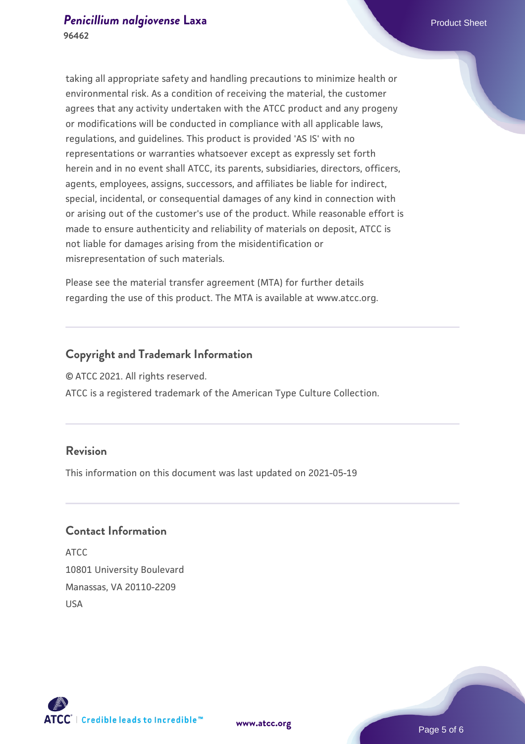taking all appropriate safety and handling precautions to minimize health or environmental risk. As a condition of receiving the material, the customer agrees that any activity undertaken with the ATCC product and any progeny or modifications will be conducted in compliance with all applicable laws, regulations, and guidelines. This product is provided 'AS IS' with no representations or warranties whatsoever except as expressly set forth herein and in no event shall ATCC, its parents, subsidiaries, directors, officers, agents, employees, assigns, successors, and affiliates be liable for indirect, special, incidental, or consequential damages of any kind in connection with or arising out of the customer's use of the product. While reasonable effort is made to ensure authenticity and reliability of materials on deposit, ATCC is not liable for damages arising from the misidentification or misrepresentation of such materials.

Please see the material transfer agreement (MTA) for further details regarding the use of this product. The MTA is available at www.atcc.org.

## Copyright and Trademark Information

© ATCC 2021. All rights reserved.

ATCC is a registered trademark of the American Type Culture Collection.

## Revision

This information on this document was last updated on 2021-05-19

## Contact Information

ATCC
10801 University Boulevard
Manassas, VA 20110-2209
USA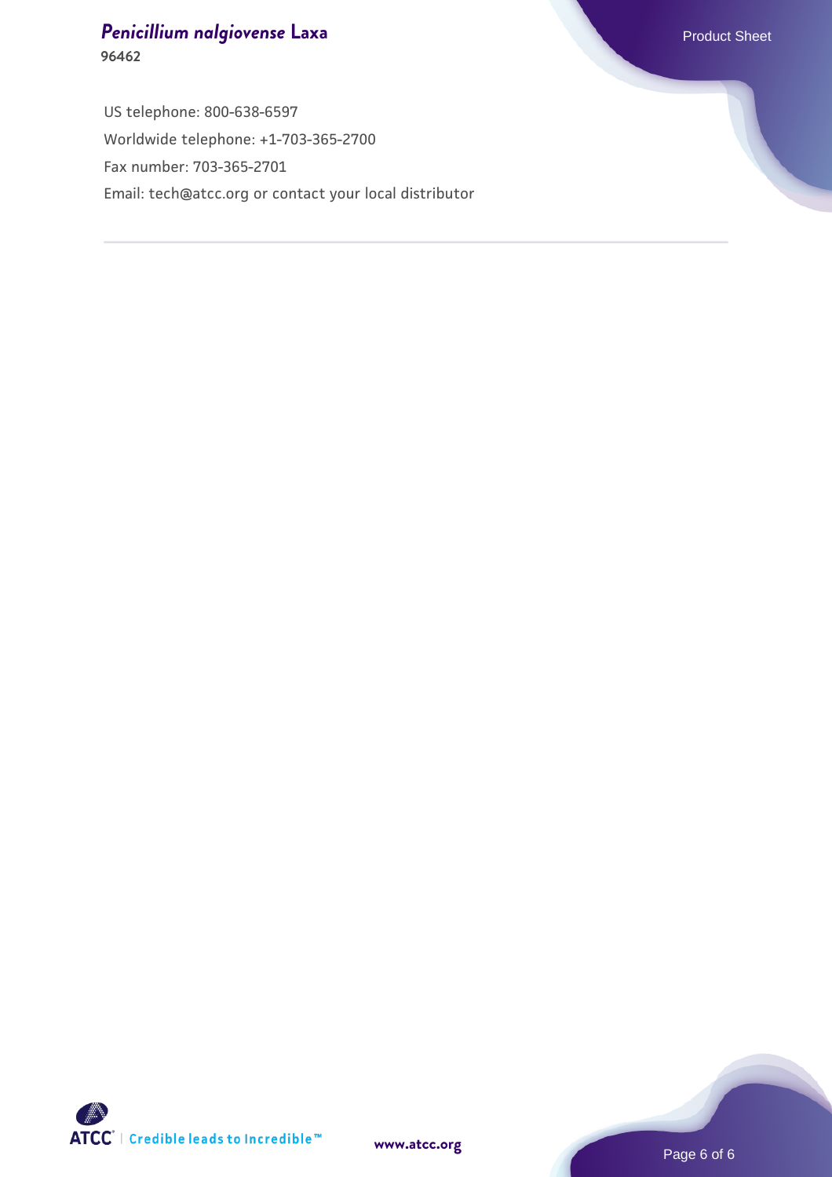US telephone: 800-638-6597

Worldwide telephone: +1-703-365-2700

Fax number: 703-365-2701

Email: tech@atcc.org or contact your local distributor